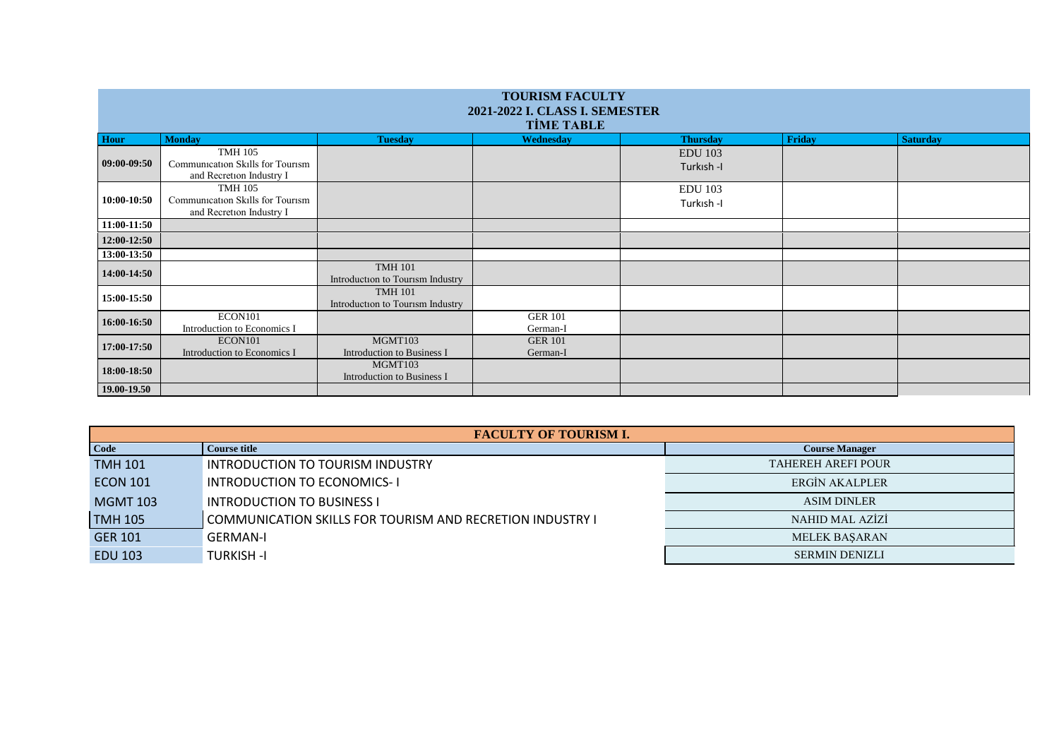# TOURISM FACULTY

## 2021-2022 I. CLASS I. SEMESTER

## TİME TABLE

| Hour | Monday | Tuesday | Wednesday | Thursday | Friday | Saturday |
|---|---|---|---|---|---|---|
| 09:00-09:50 | TMH 105 Communıcatıon Skılls for Tourısm and Recretıon Industry I | | | EDU 103 Turkısh -I | | |
| 10:00-10:50 | TMH 105 Communıcatıon Skılls for Tourısm and Recretıon Industry I | | | EDU 103 Turkısh -I | | |
| 11:00-11:50 | | | | | | |
| 12:00-12:50 | | | | | | |
| 13:00-13:50 | | | | | | |
| 14:00-14:50 | | TMH 101 Introductıon to Tourısm Industry | | | | |
| 15:00-15:50 | | TMH 101 Introductıon to Tourısm Industry | | | | |
| 16:00-16:50 | ECON101 Introduction to Economics I | | GER 101 German-I | | | |
| 17:00-17:50 | ECON101 Introduction to Economics I | MGMT103 Introduction to Business I | GER 101 German-I | | | |
| 18:00-18:50 | | MGMT103 Introduction to Business I | | | | |
| 19.00-19.50 | | | | | | |

## FACULTY OF TOURISM I.

| Code | Course title | Course Manager |
|---|---|---|
| TMH 101 | INTRODUCTION TO TOURISM INDUSTRY | TAHEREH AREFI POUR |
| ECON 101 | INTRODUCTION TO ECONOMICS- I | ERGİN AKALPLER |
| MGMT 103 | INTRODUCTION TO BUSINESS I | ASIM DINLER |
| TMH 105 | COMMUNICATION SKILLS FOR TOURISM AND RECRETION INDUSTRY I | NAHID MAL AZİZİ |
| GER 101 | GERMAN-I | MELEK BAŞARAN |
| EDU 103 | TURKISH -I | SERMIN DENIZLI |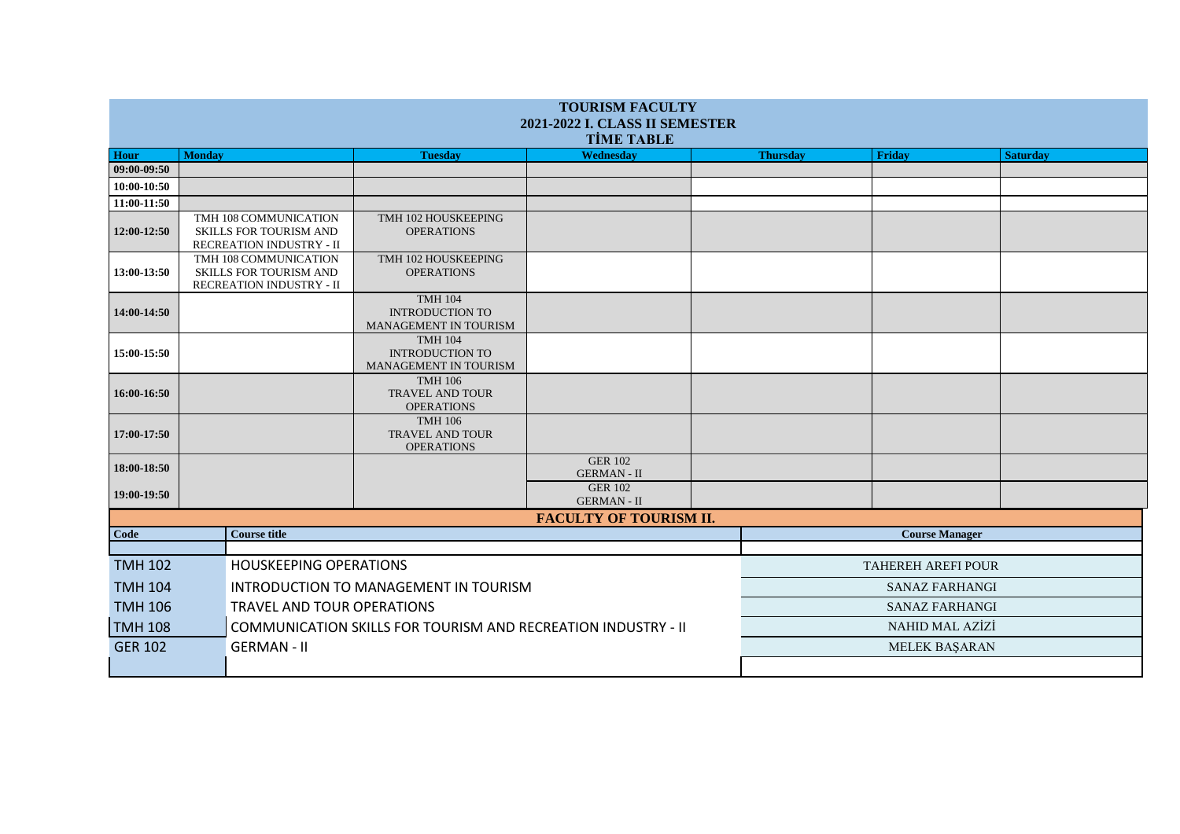**TOURISM FACULTY**
**2021-2022 I. CLASS II SEMESTER**
**TİME TABLE**

| Hour | Monday | Tuesday | Wednesday | Thursday | Friday | Saturday |
|---|---|---|---|---|---|---|
| 09:00-09:50 | | | | | | |
| 10:00-10:50 | | | | | | |
| 11:00-11:50 | | | | | | |
| 12:00-12:50 | TMH 108 COMMUNICATION SKILLS FOR TOURISM AND RECREATION INDUSTRY - II | TMH 102 HOUSKEEPING OPERATIONS | | | | |
| 13:00-13:50 | TMH 108 COMMUNICATION SKILLS FOR TOURISM AND RECREATION INDUSTRY - II | TMH 102 HOUSKEEPING OPERATIONS | | | | |
| 14:00-14:50 | | TMH 104 INTRODUCTION TO MANAGEMENT IN TOURISM | | | | |
| 15:00-15:50 | | TMH 104 INTRODUCTION TO MANAGEMENT IN TOURISM | | | | |
| 16:00-16:50 | | TMH 106 TRAVEL AND TOUR OPERATIONS | | | | |
| 17:00-17:50 | | TMH 106 TRAVEL AND TOUR OPERATIONS | | | | |
| 18:00-18:50 | | | GER 102 GERMAN - II | | | |
| 19:00-19:50 | | | GER 102 GERMAN - II | | | |

**FACULTY OF TOURISM II.**

| Code | Course title | Course Manager |
|---|---|---|
| TMH 102 | HOUSKEEPING OPERATIONS | TAHEREH AREFI POUR |
| TMH 104 | INTRODUCTION TO MANAGEMENT IN TOURISM | SANAZ FARHANGI |
| TMH 106 | TRAVEL AND TOUR OPERATIONS | SANAZ FARHANGI |
| TMH 108 | COMMUNICATION SKILLS FOR TOURISM AND RECREATION INDUSTRY - II | NAHID MAL AZİZİ |
| GER 102 | GERMAN - II | MELEK BAŞARAN |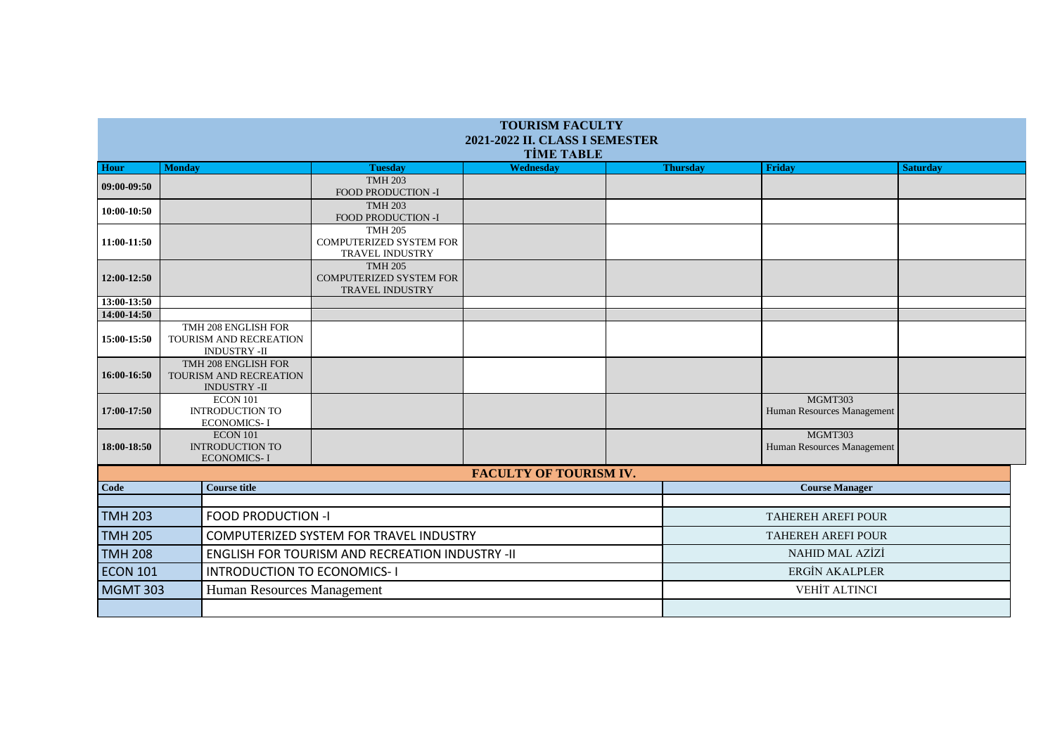# TOURISM FACULTY
## 2021-2022 II. CLASS I SEMESTER
## TİME TABLE

| Hour | Monday | Tuesday | Wednesday | Thursday | Friday | Saturday |
|---|---|---|---|---|---|---|
| 09:00-09:50 | | TMH 203 FOOD PRODUCTION -I | | | | |
| 10:00-10:50 | | TMH 203 FOOD PRODUCTION -I | | | | |
| 11:00-11:50 | | TMH 205 COMPUTERIZED SYSTEM FOR TRAVEL INDUSTRY | | | | |
| 12:00-12:50 | | TMH 205 COMPUTERIZED SYSTEM FOR TRAVEL INDUSTRY | | | | |
| 13:00-13:50 | | | | | | |
| 14:00-14:50 | | | | | | |
| 15:00-15:50 | TMH 208 ENGLISH FOR TOURISM AND RECREATION INDUSTRY -II | | | | | |
| 16:00-16:50 | TMH 208 ENGLISH FOR TOURISM AND RECREATION INDUSTRY -II | | | | | |
| 17:00-17:50 | ECON 101 INTRODUCTION TO ECONOMICS- I | | | | MGMT303 Human Resources Management | |
| 18:00-18:50 | ECON 101 INTRODUCTION TO ECONOMICS- I | | | | MGMT303 Human Resources Management | |

## FACULTY OF TOURISM IV.

| Code | Course title | Course Manager |
|---|---|---|
| | | |
| TMH 203 | FOOD PRODUCTION -I | TAHEREH AREFI POUR |
| TMH 205 | COMPUTERIZED SYSTEM FOR TRAVEL INDUSTRY | TAHEREH AREFI POUR |
| TMH 208 | ENGLISH FOR TOURISM AND RECREATION INDUSTRY -II | NAHID MAL AZİZİ |
| ECON 101 | INTRODUCTION TO ECONOMICS- I | ERGİN AKALPLER |
| MGMT 303 | Human Resources Management | VEHİT ALTINCI |
| | | |